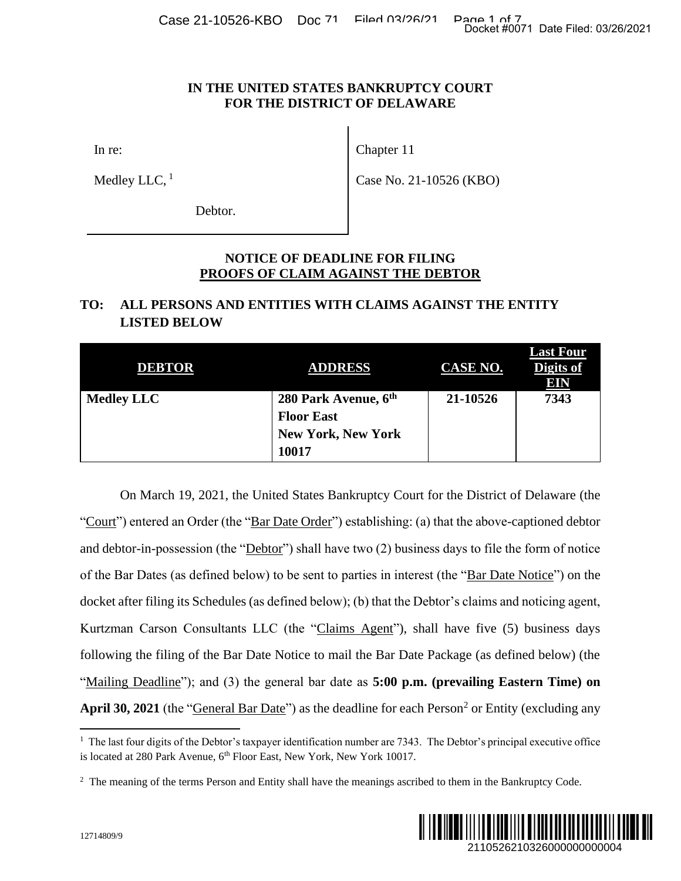# IN THE UNITED STATES BANKRUPTCY COURT FOR THE DISTRICT OF DELAWARE

| | |
|---|---|
| In re:<br><br>Medley LLC,[1]<br><br>Debtor. | Chapter 11<br><br>Case No. 21-10526 (KBO) |

## NOTICE OF DEADLINE FOR FILING PROOFS OF CLAIM AGAINST THE DEBTOR

**TO: ALL PERSONS AND ENTITIES WITH CLAIMS AGAINST THE ENTITY LISTED BELOW**

| DEBTOR | ADDRESS | CASE NO. | Last Four Digits of EIN |
|---|---|---|---|
| **Medley LLC** | **280 Park Avenue, 6th Floor East New York, New York 10017** | **21-10526** | **7343** |

On March 19, 2021, the United States Bankruptcy Court for the District of Delaware (the "Court") entered an Order (the "Bar Date Order") establishing: (a) that the above-captioned debtor and debtor-in-possession (the "Debtor") shall have two (2) business days to file the form of notice of the Bar Dates (as defined below) to be sent to parties in interest (the "Bar Date Notice") on the docket after filing its Schedules (as defined below); (b) that the Debtor's claims and noticing agent, Kurtzman Carson Consultants LLC (the "Claims Agent"), shall have five (5) business days following the filing of the Bar Date Notice to mail the Bar Date Package (as defined below) (the "Mailing Deadline"); and (3) the general bar date as **5:00 p.m. (prevailing Eastern Time) on April 30, 2021** (the "General Bar Date") as the deadline for each Person[2] or Entity (excluding any

---

[1] The last four digits of the Debtor's taxpayer identification number are 7343. The Debtor's principal executive office is located at 280 Park Avenue, 6th Floor East, New York, New York 10017.

[2] The meaning of the terms Person and Entity shall have the meanings ascribed to them in the Bankruptcy Code.

12714809/9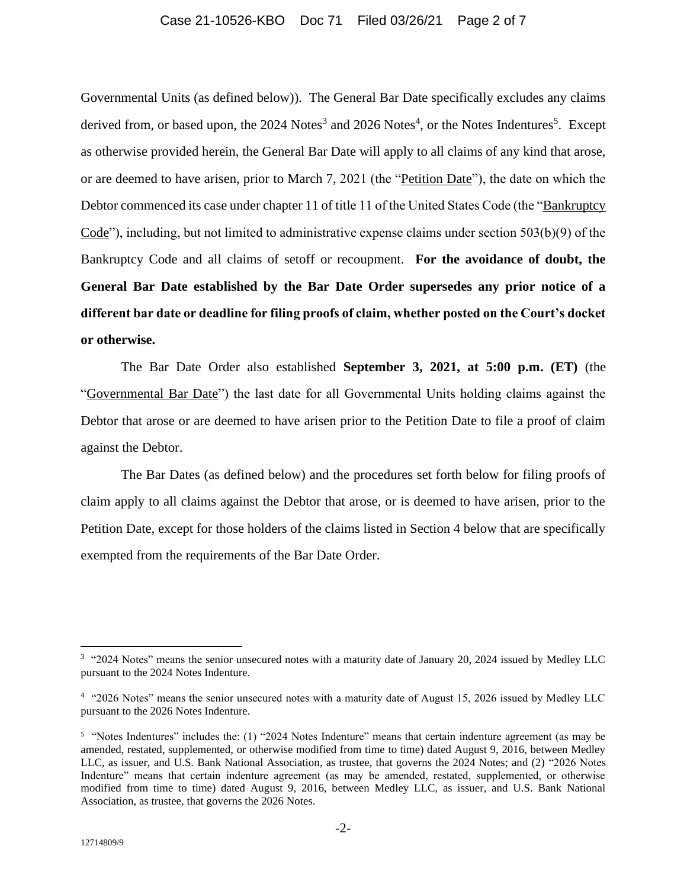Governmental Units (as defined below)). The General Bar Date specifically excludes any claims derived from, or based upon, the 2024 Notes[3] and 2026 Notes[4], or the Notes Indentures[5]. Except as otherwise provided herein, the General Bar Date will apply to all claims of any kind that arose, or are deemed to have arisen, prior to March 7, 2021 (the "Petition Date"), the date on which the Debtor commenced its case under chapter 11 of title 11 of the United States Code (the "Bankruptcy Code"), including, but not limited to administrative expense claims under section 503(b)(9) of the Bankruptcy Code and all claims of setoff or recoupment. **For the avoidance of doubt, the General Bar Date established by the Bar Date Order supersedes any prior notice of a different bar date or deadline for filing proofs of claim, whether posted on the Court's docket or otherwise.**

The Bar Date Order also established **September 3, 2021, at 5:00 p.m. (ET)** (the "Governmental Bar Date") the last date for all Governmental Units holding claims against the Debtor that arose or are deemed to have arisen prior to the Petition Date to file a proof of claim against the Debtor.

The Bar Dates (as defined below) and the procedures set forth below for filing proofs of claim apply to all claims against the Debtor that arose, or is deemed to have arisen, prior to the Petition Date, except for those holders of the claims listed in Section 4 below that are specifically exempted from the requirements of the Bar Date Order.

---

[3] "2024 Notes" means the senior unsecured notes with a maturity date of January 20, 2024 issued by Medley LLC pursuant to the 2024 Notes Indenture.

[4] "2026 Notes" means the senior unsecured notes with a maturity date of August 15, 2026 issued by Medley LLC pursuant to the 2026 Notes Indenture.

[5] "Notes Indentures" includes the: (1) "2024 Notes Indenture" means that certain indenture agreement (as may be amended, restated, supplemented, or otherwise modified from time to time) dated August 9, 2016, between Medley LLC, as issuer, and U.S. Bank National Association, as trustee, that governs the 2024 Notes; and (2) "2026 Notes Indenture" means that certain indenture agreement (as may be amended, restated, supplemented, or otherwise modified from time to time) dated August 9, 2016, between Medley LLC, as issuer, and U.S. Bank National Association, as trustee, that governs the 2026 Notes.

12714809/9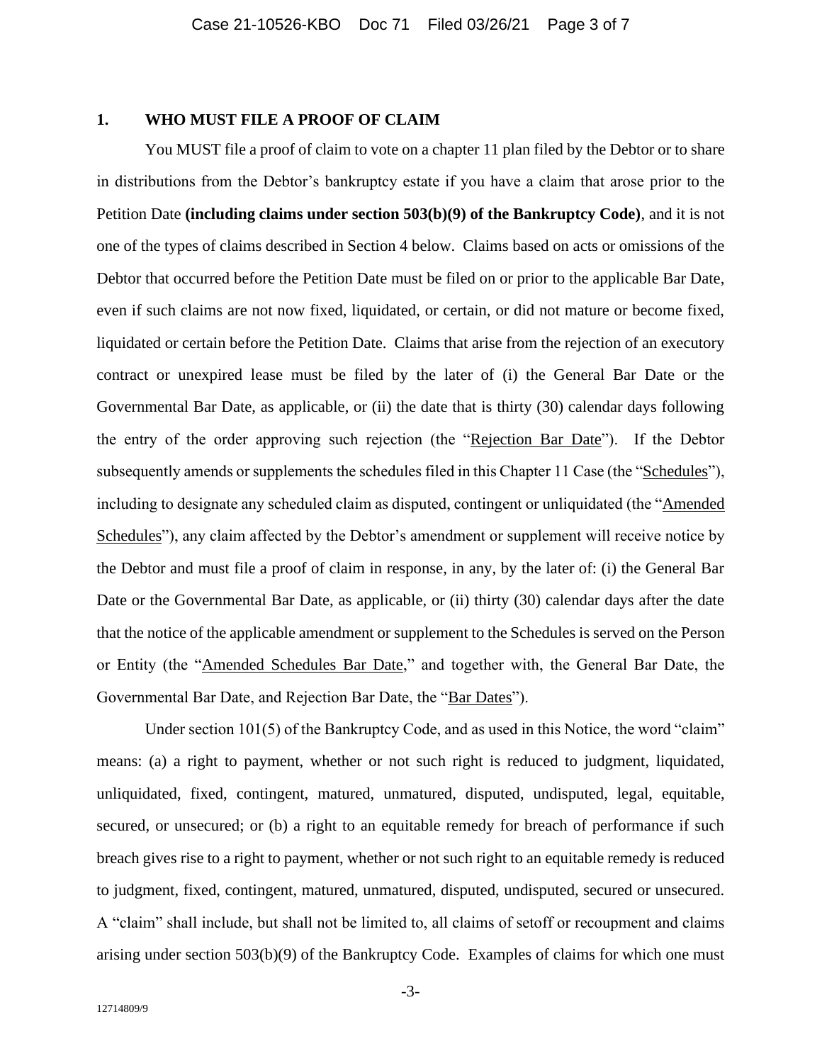## 1. WHO MUST FILE A PROOF OF CLAIM

You MUST file a proof of claim to vote on a chapter 11 plan filed by the Debtor or to share in distributions from the Debtor's bankruptcy estate if you have a claim that arose prior to the Petition Date **(including claims under section 503(b)(9) of the Bankruptcy Code)**, and it is not one of the types of claims described in Section 4 below. Claims based on acts or omissions of the Debtor that occurred before the Petition Date must be filed on or prior to the applicable Bar Date, even if such claims are not now fixed, liquidated, or certain, or did not mature or become fixed, liquidated or certain before the Petition Date. Claims that arise from the rejection of an executory contract or unexpired lease must be filed by the later of (i) the General Bar Date or the Governmental Bar Date, as applicable, or (ii) the date that is thirty (30) calendar days following the entry of the order approving such rejection (the "Rejection Bar Date"). If the Debtor subsequently amends or supplements the schedules filed in this Chapter 11 Case (the "Schedules"), including to designate any scheduled claim as disputed, contingent or unliquidated (the "Amended Schedules"), any claim affected by the Debtor's amendment or supplement will receive notice by the Debtor and must file a proof of claim in response, in any, by the later of: (i) the General Bar Date or the Governmental Bar Date, as applicable, or (ii) thirty (30) calendar days after the date that the notice of the applicable amendment or supplement to the Schedules is served on the Person or Entity (the "Amended Schedules Bar Date," and together with, the General Bar Date, the Governmental Bar Date, and Rejection Bar Date, the "Bar Dates").

Under section 101(5) of the Bankruptcy Code, and as used in this Notice, the word "claim" means: (a) a right to payment, whether or not such right is reduced to judgment, liquidated, unliquidated, fixed, contingent, matured, unmatured, disputed, undisputed, legal, equitable, secured, or unsecured; or (b) a right to an equitable remedy for breach of performance if such breach gives rise to a right to payment, whether or not such right to an equitable remedy is reduced to judgment, fixed, contingent, matured, unmatured, disputed, undisputed, secured or unsecured. A "claim" shall include, but shall not be limited to, all claims of setoff or recoupment and claims arising under section 503(b)(9) of the Bankruptcy Code. Examples of claims for which one must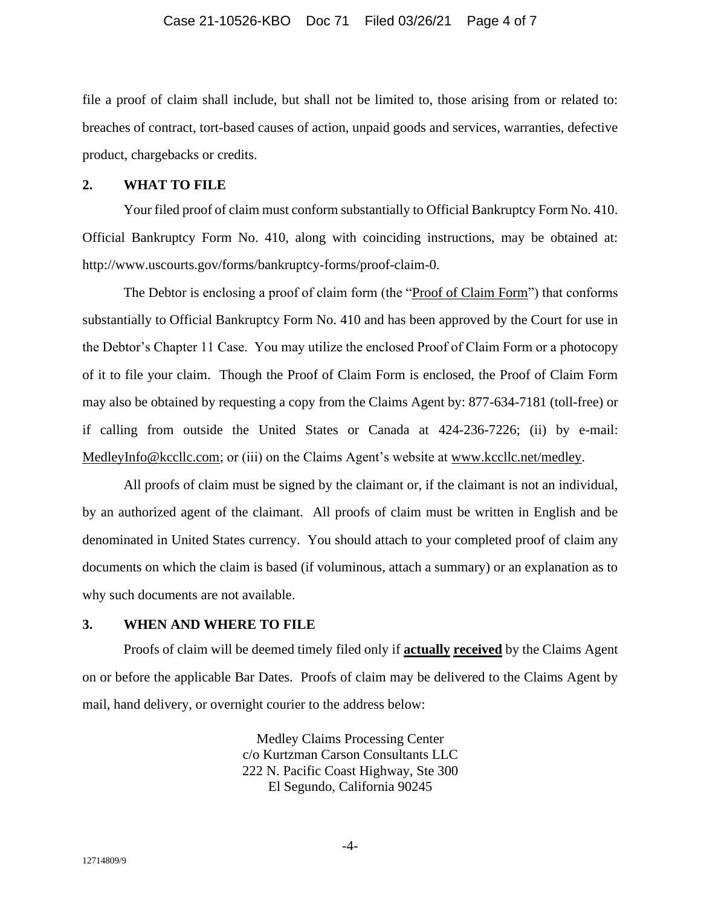file a proof of claim shall include, but shall not be limited to, those arising from or related to: breaches of contract, tort-based causes of action, unpaid goods and services, warranties, defective product, chargebacks or credits.

## 2. WHAT TO FILE

Your filed proof of claim must conform substantially to Official Bankruptcy Form No. 410. Official Bankruptcy Form No. 410, along with coinciding instructions, may be obtained at: http://www.uscourts.gov/forms/bankruptcy-forms/proof-claim-0.

The Debtor is enclosing a proof of claim form (the "Proof of Claim Form") that conforms substantially to Official Bankruptcy Form No. 410 and has been approved by the Court for use in the Debtor's Chapter 11 Case. You may utilize the enclosed Proof of Claim Form or a photocopy of it to file your claim. Though the Proof of Claim Form is enclosed, the Proof of Claim Form may also be obtained by requesting a copy from the Claims Agent by: 877-634-7181 (toll-free) or if calling from outside the United States or Canada at 424-236-7226; (ii) by e-mail: MedleyInfo@kccllc.com; or (iii) on the Claims Agent's website at www.kccllc.net/medley.

All proofs of claim must be signed by the claimant or, if the claimant is not an individual, by an authorized agent of the claimant. All proofs of claim must be written in English and be denominated in United States currency. You should attach to your completed proof of claim any documents on which the claim is based (if voluminous, attach a summary) or an explanation as to why such documents are not available.

## 3. WHEN AND WHERE TO FILE

Proofs of claim will be deemed timely filed only if **actually received** by the Claims Agent on or before the applicable Bar Dates. Proofs of claim may be delivered to the Claims Agent by mail, hand delivery, or overnight courier to the address below:

Medley Claims Processing Center
c/o Kurtzman Carson Consultants LLC
222 N. Pacific Coast Highway, Ste 300
El Segundo, California 90245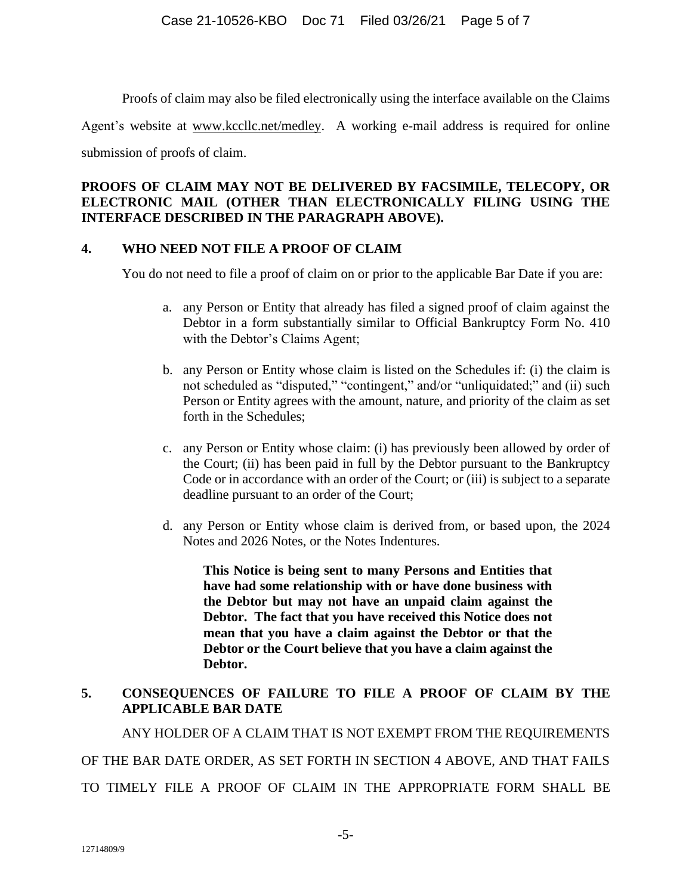Proofs of claim may also be filed electronically using the interface available on the Claims Agent's website at www.kccllc.net/medley. A working e-mail address is required for online submission of proofs of claim.

**PROOFS OF CLAIM MAY NOT BE DELIVERED BY FACSIMILE, TELECOPY, OR ELECTRONIC MAIL (OTHER THAN ELECTRONICALLY FILING USING THE INTERFACE DESCRIBED IN THE PARAGRAPH ABOVE).**

## 4. WHO NEED NOT FILE A PROOF OF CLAIM

You do not need to file a proof of claim on or prior to the applicable Bar Date if you are:

a. any Person or Entity that already has filed a signed proof of claim against the Debtor in a form substantially similar to Official Bankruptcy Form No. 410 with the Debtor's Claims Agent;

b. any Person or Entity whose claim is listed on the Schedules if: (i) the claim is not scheduled as "disputed," "contingent," and/or "unliquidated;" and (ii) such Person or Entity agrees with the amount, nature, and priority of the claim as set forth in the Schedules;

c. any Person or Entity whose claim: (i) has previously been allowed by order of the Court; (ii) has been paid in full by the Debtor pursuant to the Bankruptcy Code or in accordance with an order of the Court; or (iii) is subject to a separate deadline pursuant to an order of the Court;

d. any Person or Entity whose claim is derived from, or based upon, the 2024 Notes and 2026 Notes, or the Notes Indentures.

**This Notice is being sent to many Persons and Entities that have had some relationship with or have done business with the Debtor but may not have an unpaid claim against the Debtor. The fact that you have received this Notice does not mean that you have a claim against the Debtor or that the Debtor or the Court believe that you have a claim against the Debtor.**

## 5. CONSEQUENCES OF FAILURE TO FILE A PROOF OF CLAIM BY THE APPLICABLE BAR DATE

ANY HOLDER OF A CLAIM THAT IS NOT EXEMPT FROM THE REQUIREMENTS OF THE BAR DATE ORDER, AS SET FORTH IN SECTION 4 ABOVE, AND THAT FAILS TO TIMELY FILE A PROOF OF CLAIM IN THE APPROPRIATE FORM SHALL BE

12714809/9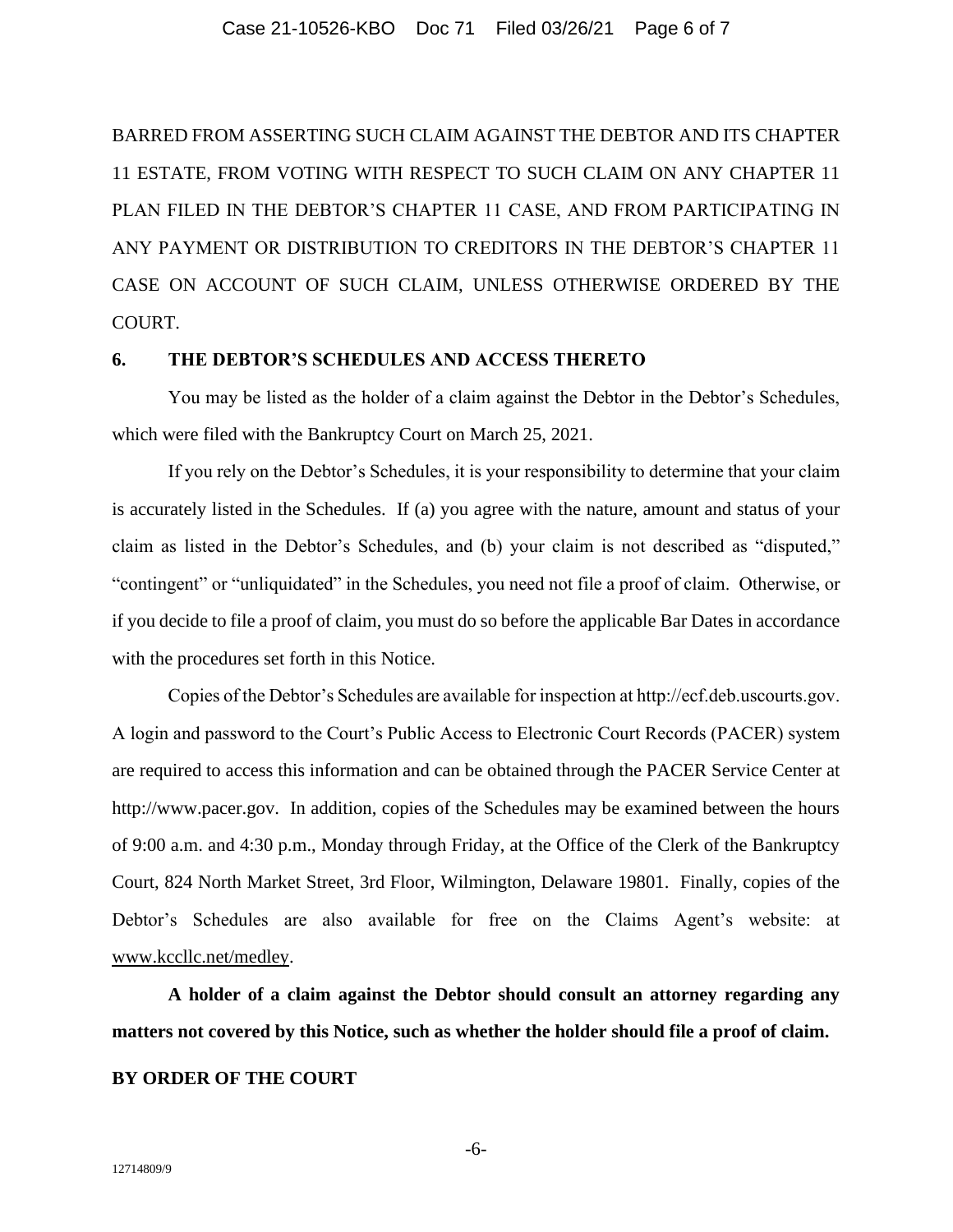BARRED FROM ASSERTING SUCH CLAIM AGAINST THE DEBTOR AND ITS CHAPTER 11 ESTATE, FROM VOTING WITH RESPECT TO SUCH CLAIM ON ANY CHAPTER 11 PLAN FILED IN THE DEBTOR'S CHAPTER 11 CASE, AND FROM PARTICIPATING IN ANY PAYMENT OR DISTRIBUTION TO CREDITORS IN THE DEBTOR'S CHAPTER 11 CASE ON ACCOUNT OF SUCH CLAIM, UNLESS OTHERWISE ORDERED BY THE COURT.

## 6. THE DEBTOR'S SCHEDULES AND ACCESS THERETO

You may be listed as the holder of a claim against the Debtor in the Debtor's Schedules, which were filed with the Bankruptcy Court on March 25, 2021.

If you rely on the Debtor's Schedules, it is your responsibility to determine that your claim is accurately listed in the Schedules. If (a) you agree with the nature, amount and status of your claim as listed in the Debtor's Schedules, and (b) your claim is not described as "disputed," "contingent" or "unliquidated" in the Schedules, you need not file a proof of claim. Otherwise, or if you decide to file a proof of claim, you must do so before the applicable Bar Dates in accordance with the procedures set forth in this Notice.

Copies of the Debtor's Schedules are available for inspection at http://ecf.deb.uscourts.gov. A login and password to the Court's Public Access to Electronic Court Records (PACER) system are required to access this information and can be obtained through the PACER Service Center at http://www.pacer.gov. In addition, copies of the Schedules may be examined between the hours of 9:00 a.m. and 4:30 p.m., Monday through Friday, at the Office of the Clerk of the Bankruptcy Court, 824 North Market Street, 3rd Floor, Wilmington, Delaware 19801. Finally, copies of the Debtor's Schedules are also available for free on the Claims Agent's website: at www.kccllc.net/medley.

**A holder of a claim against the Debtor should consult an attorney regarding any matters not covered by this Notice, such as whether the holder should file a proof of claim.**

**BY ORDER OF THE COURT**

12714809/9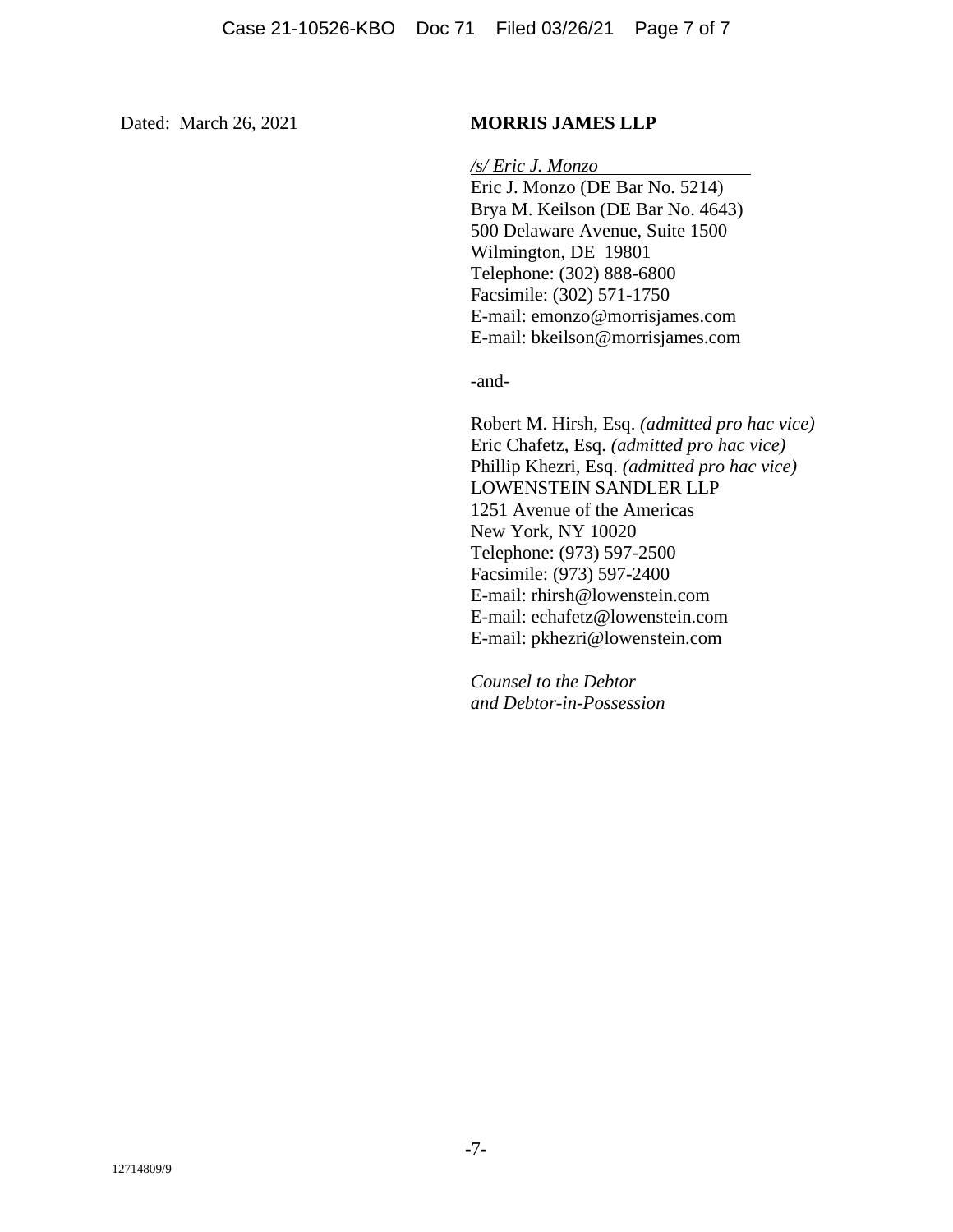Dated: March 26, 2021

**MORRIS JAMES LLP**

*/s/ Eric J. Monzo*
Eric J. Monzo (DE Bar No. 5214)
Brya M. Keilson (DE Bar No. 4643)
500 Delaware Avenue, Suite 1500
Wilmington, DE 19801
Telephone: (302) 888-6800
Facsimile: (302) 571-1750
E-mail: emonzo@morrisjames.com
E-mail: bkeilson@morrisjames.com

-and-

Robert M. Hirsh, Esq. *(admitted pro hac vice)*
Eric Chafetz, Esq. *(admitted pro hac vice)*
Phillip Khezri, Esq. *(admitted pro hac vice)*
LOWENSTEIN SANDLER LLP
1251 Avenue of the Americas
New York, NY 10020
Telephone: (973) 597-2500
Facsimile: (973) 597-2400
E-mail: rhirsh@lowenstein.com
E-mail: echafetz@lowenstein.com
E-mail: pkhezri@lowenstein.com

*Counsel to the Debtor and Debtor-in-Possession*

12714809/9